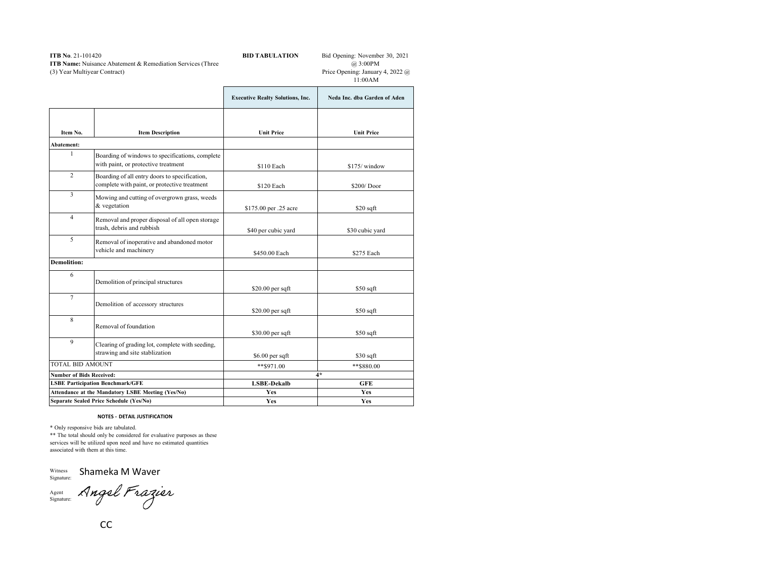**ITB No**. 21-101420
**ITB Name:** Nuisance Abatement & Remediation Services (Three (3) Year Multiyear Contract)

**BID TABULATION**

Bid Opening: November 30, 2021 @ 3:00PM
Price Opening: January 4, 2022 @ 11:00AM

| Item No. | Item Description | Executive Realty Solutions, Inc. Unit Price | Neda Inc. dba Garden of Aden Unit Price |
|---|---|---|---|
| **Abatement:** | | | |
| 1 | Boarding of windows to specifications, complete with paint, or protective treatment | $110 Each | $175/ window |
| 2 | Boarding of all entry doors to specification, complete with paint, or protective treatment | $120 Each | $200/ Door |
| 3 | Mowing and cutting of overgrown grass, weeds & vegetation | $175.00 per .25 acre | $20 sqft |
| 4 | Removal and proper disposal of all open storage trash, debris and rubbish | $40 per cubic yard | $30 cubic yard |
| 5 | Removal of inoperative and abandoned motor vehicle and machinery | $450.00 Each | $275 Each |
| **Demolition:** | | | |
| 6 | Demolition of principal structures | $20.00 per sqft | $50 sqft |
| 7 | Demolition of accessory structures | $20.00 per sqft | $50 sqft |
| 8 | Removal of foundation | $30.00 per sqft | $50 sqft |
| 9 | Clearing of grading lot, complete with seeding, strawing and site stablization | $6.00 per sqft | $30 sqft |
| TOTAL BID AMOUNT | | **$971.00 | **$880.00 |
| **Number of Bids Received:** | | **4*** | |
| **LSBE Participation Benchmark/GFE** | | **LSBE-Dekalb** | **GFE** |
| **Attendance at the Mandatory LSBE Meeting (Yes/No)** | | **Yes** | **Yes** |
| **Separate Sealed Price Schedule (Yes/No)** | | **Yes** | **Yes** |

**NOTES - DETAIL JUSTIFICATION**

* Only responsive bids are tabulated.
** The total should only be considered for evaluative purposes as these services will be utilized upon need and have no estimated quantities associated with them at this time.

Witness Signature: Shameka M Waver

Agent Signature: Angel Frazier

cc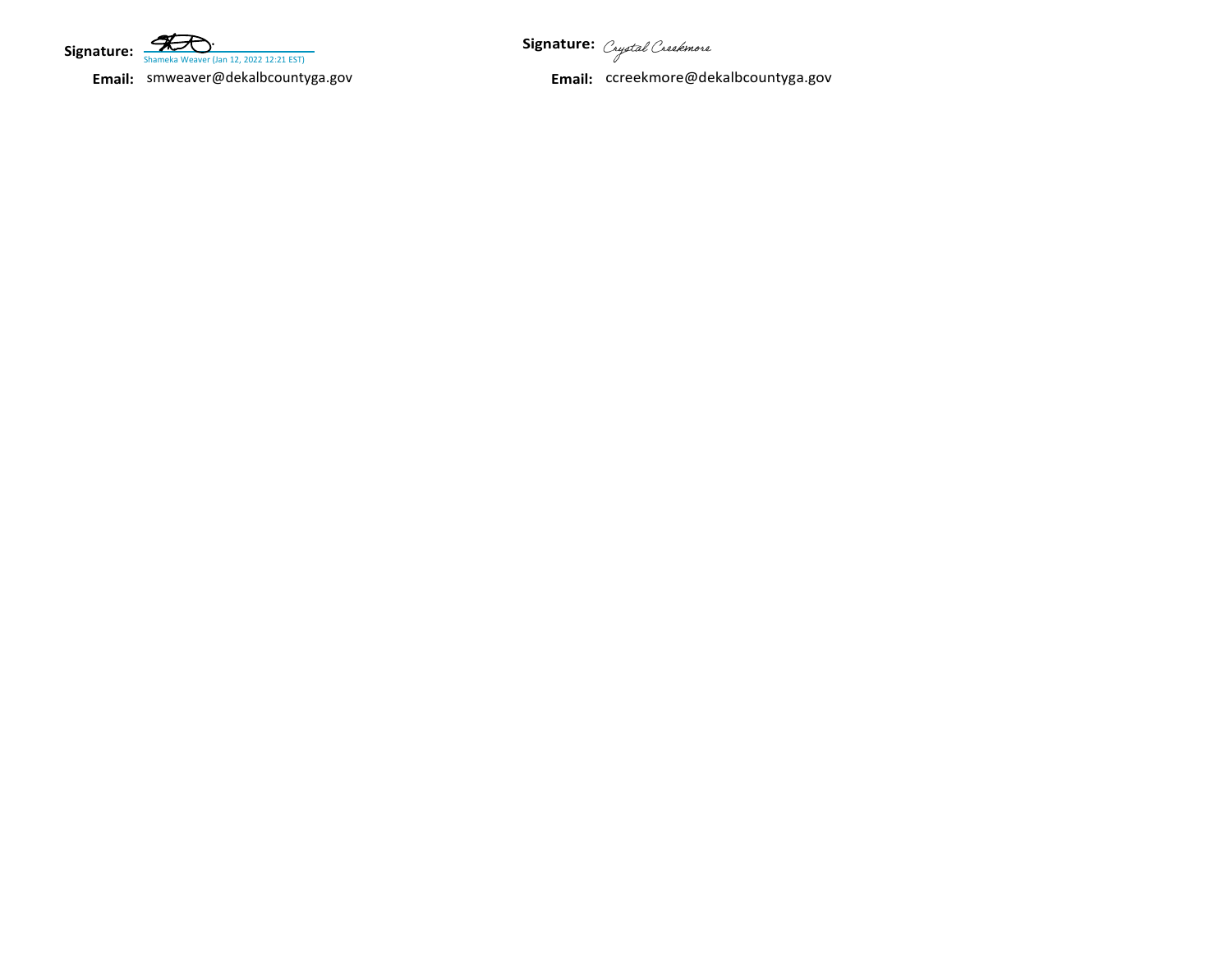**Signature:** Shameka Weaver (Jan 12, 2022 12:21 EST)

**Email:** smweaver@dekalbcountyga.gov

**Signature:** Crystal Creekmore

**Email:** ccreekmore@dekalbcountyga.gov